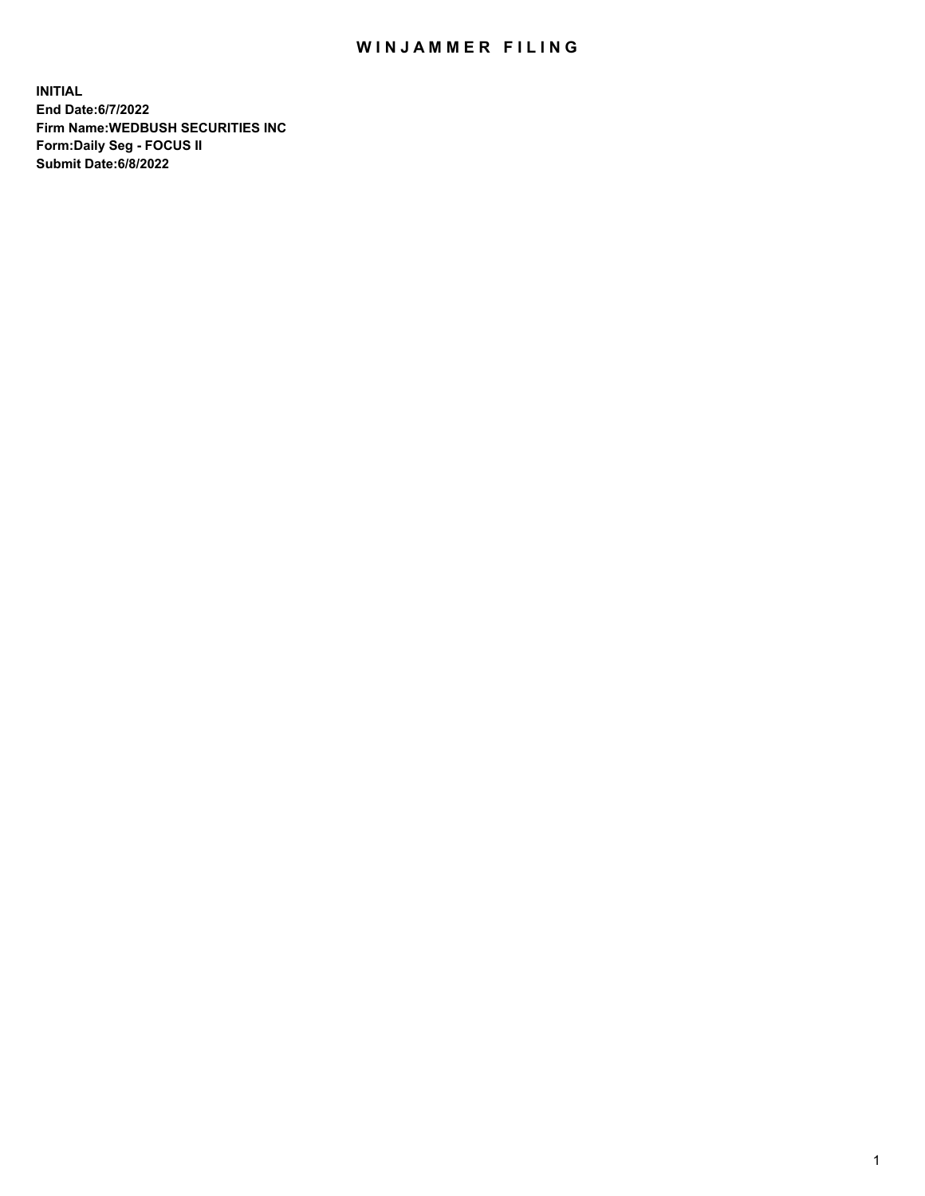# WINJAMMER FILING

**INITIAL**
**End Date:6/7/2022**
**Firm Name:WEDBUSH SECURITIES INC**
**Form:Daily Seg - FOCUS II**
**Submit Date:6/8/2022**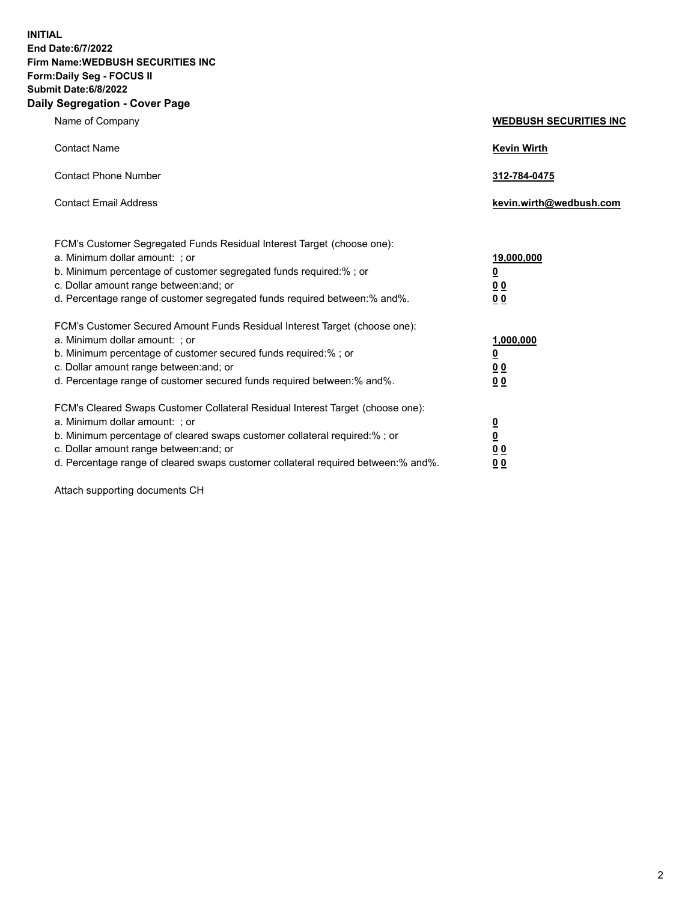**INITIAL**
**End Date:6/7/2022**
**Firm Name:WEDBUSH SECURITIES INC**
**Form:Daily Seg - FOCUS II**
**Submit Date:6/8/2022**

## Daily Segregation - Cover Page

| | |
|---|---|
| Name of Company | **WEDBUSH SECURITIES INC** |
| Contact Name | **Kevin Wirth** |
| Contact Phone Number | **312-784-0475** |
| Contact Email Address | **kevin.wirth@wedbush.com** |

| | |
|---|---|
| FCM's Customer Segregated Funds Residual Interest Target (choose one): | |
| a. Minimum dollar amount: ; or | **19,000,000** |
| b. Minimum percentage of customer segregated funds required:% ; or | **0** |
| c. Dollar amount range between:and; or | **0 0** |
| d. Percentage range of customer segregated funds required between:% and%. | **0 0** |
| FCM's Customer Secured Amount Funds Residual Interest Target (choose one): | |
| a. Minimum dollar amount: ; or | **1,000,000** |
| b. Minimum percentage of customer secured funds required:% ; or | **0** |
| c. Dollar amount range between:and; or | **0 0** |
| d. Percentage range of customer secured funds required between:% and%. | **0 0** |
| FCM's Cleared Swaps Customer Collateral Residual Interest Target (choose one): | |
| a. Minimum dollar amount: ; or | **0** |
| b. Minimum percentage of cleared swaps customer collateral required:% ; or | **0** |
| c. Dollar amount range between:and; or | **0 0** |
| d. Percentage range of cleared swaps customer collateral required between:% and%. | **0 0** |

Attach supporting documents CH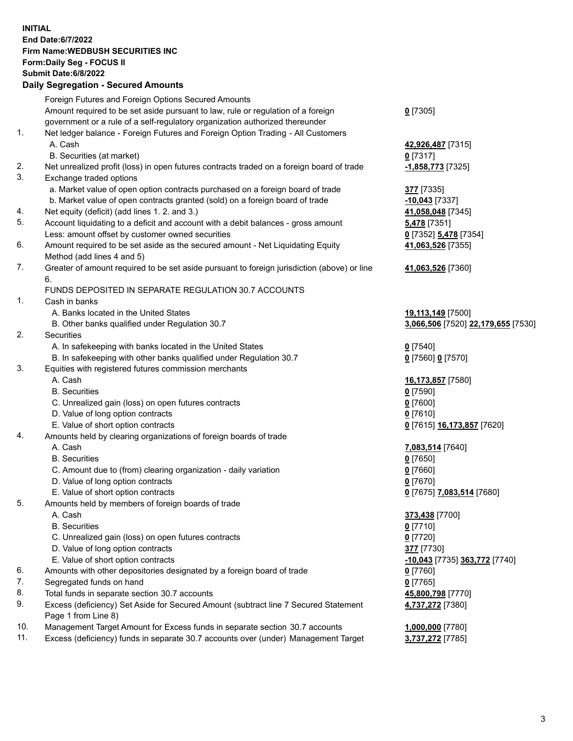**INITIAL**
**End Date:6/7/2022**
**Firm Name:WEDBUSH SECURITIES INC**
**Form:Daily Seg - FOCUS II**
**Submit Date:6/8/2022**

## Daily Segregation - Secured Amounts

| | | |
|---|---|---|
| | Foreign Futures and Foreign Options Secured Amounts | |
| | Amount required to be set aside pursuant to law, rule or regulation of a foreign government or a rule of a self-regulatory organization authorized thereunder | **0** [7305] |
| 1. | Net ledger balance - Foreign Futures and Foreign Option Trading - All Customers | |
| | A. Cash | **42,926,487** [7315] |
| | B. Securities (at market) | **0** [7317] |
| 2. | Net unrealized profit (loss) in open futures contracts traded on a foreign board of trade | **-1,858,773** [7325] |
| 3. | Exchange traded options | |
| | a. Market value of open option contracts purchased on a foreign board of trade | **377** [7335] |
| | b. Market value of open contracts granted (sold) on a foreign board of trade | **-10,043** [7337] |
| 4. | Net equity (deficit) (add lines 1. 2. and 3.) | **41,058,048** [7345] |
| 5. | Account liquidating to a deficit and account with a debit balances - gross amount | **5,478** [7351] |
| | Less: amount offset by customer owned securities | **0** [7352] **5,478** [7354] |
| 6. | Amount required to be set aside as the secured amount - Net Liquidating Equity Method (add lines 4 and 5) | **41,063,526** [7355] |
| 7. | Greater of amount required to be set aside pursuant to foreign jurisdiction (above) or line 6. | **41,063,526** [7360] |
| | FUNDS DEPOSITED IN SEPARATE REGULATION 30.7 ACCOUNTS | |
| 1. | Cash in banks | |
| | A. Banks located in the United States | **19,113,149** [7500] |
| | B. Other banks qualified under Regulation 30.7 | **3,066,506** [7520] **22,179,655** [7530] |
| 2. | Securities | |
| | A. In safekeeping with banks located in the United States | **0** [7540] |
| | B. In safekeeping with other banks qualified under Regulation 30.7 | **0** [7560] **0** [7570] |
| 3. | Equities with registered futures commission merchants | |
| | A. Cash | **16,173,857** [7580] |
| | B. Securities | **0** [7590] |
| | C. Unrealized gain (loss) on open futures contracts | **0** [7600] |
| | D. Value of long option contracts | **0** [7610] |
| | E. Value of short option contracts | **0** [7615] **16,173,857** [7620] |
| 4. | Amounts held by clearing organizations of foreign boards of trade | |
| | A. Cash | **7,083,514** [7640] |
| | B. Securities | **0** [7650] |
| | C. Amount due to (from) clearing organization - daily variation | **0** [7660] |
| | D. Value of long option contracts | **0** [7670] |
| | E. Value of short option contracts | **0** [7675] **7,083,514** [7680] |
| 5. | Amounts held by members of foreign boards of trade | |
| | A. Cash | **373,438** [7700] |
| | B. Securities | **0** [7710] |
| | C. Unrealized gain (loss) on open futures contracts | **0** [7720] |
| | D. Value of long option contracts | **377** [7730] |
| | E. Value of short option contracts | **-10,043** [7735] **363,772** [7740] |
| 6. | Amounts with other depositories designated by a foreign board of trade | **0** [7760] |
| 7. | Segregated funds on hand | **0** [7765] |
| 8. | Total funds in separate section 30.7 accounts | **45,800,798** [7770] |
| 9. | Excess (deficiency) Set Aside for Secured Amount (subtract line 7 Secured Statement Page 1 from Line 8) | **4,737,272** [7380] |
| 10. | Management Target Amount for Excess funds in separate section 30.7 accounts | **1,000,000** [7780] |
| 11. | Excess (deficiency) funds in separate 30.7 accounts over (under) Management Target | **3,737,272** [7785] |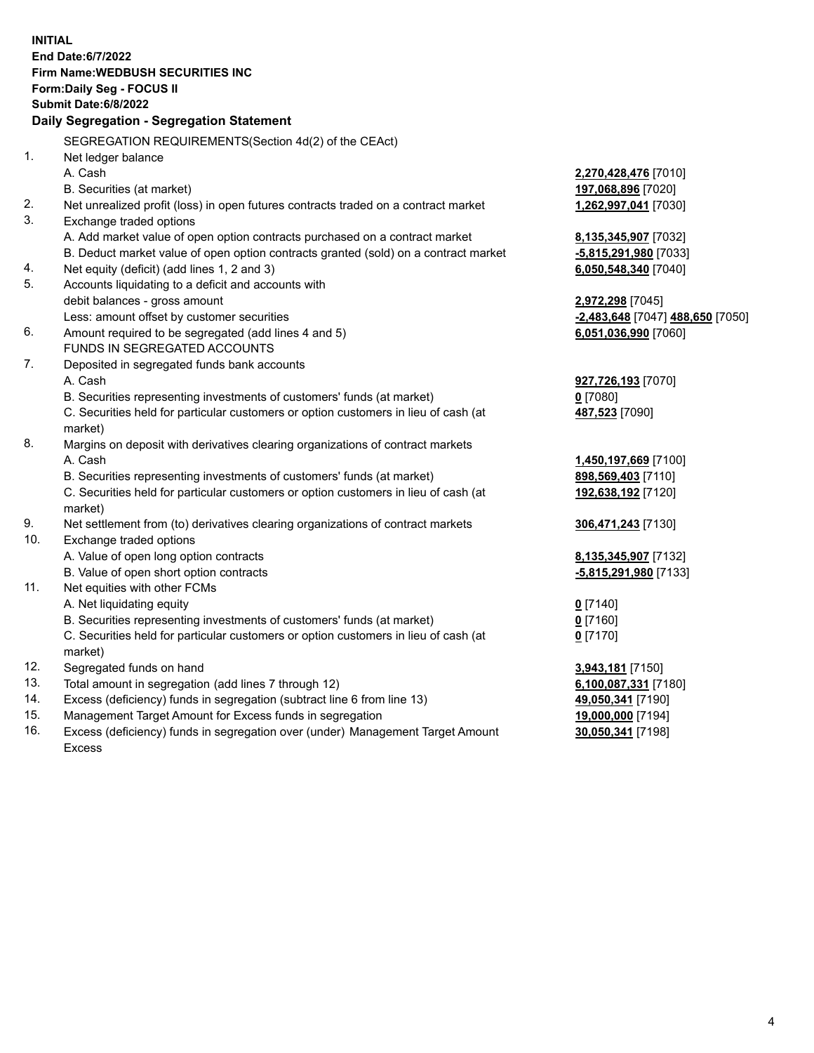**INITIAL**
**End Date:6/7/2022**
**Firm Name:WEDBUSH SECURITIES INC**
**Form:Daily Seg - FOCUS II**
**Submit Date:6/8/2022**

### Daily Segregation - Segregation Statement

SEGREGATION REQUIREMENTS(Section 4d(2) of the CEAct)

1. Net ledger balance
   - A. Cash — **2,270,428,476** [7010]
   - B. Securities (at market) — **197,068,896** [7020]
2. Net unrealized profit (loss) in open futures contracts traded on a contract market — **1,262,997,041** [7030]
3. Exchange traded options
   - A. Add market value of open option contracts purchased on a contract market — **8,135,345,907** [7032]
   - B. Deduct market value of open option contracts granted (sold) on a contract market — **-5,815,291,980** [7033]
4. Net equity (deficit) (add lines 1, 2 and 3) — **6,050,548,340** [7040]
5. Accounts liquidating to a deficit and accounts with debit balances - gross amount — **2,972,298** [7045]
   Less: amount offset by customer securities — **-2,483,648** [7047] **488,650** [7050]
6. Amount required to be segregated (add lines 4 and 5) — **6,051,036,990** [7060]

FUNDS IN SEGREGATED ACCOUNTS

7. Deposited in segregated funds bank accounts
   - A. Cash — **927,726,193** [7070]
   - B. Securities representing investments of customers' funds (at market) — **0** [7080]
   - C. Securities held for particular customers or option customers in lieu of cash (at market) — **487,523** [7090]
8. Margins on deposit with derivatives clearing organizations of contract markets
   - A. Cash — **1,450,197,669** [7100]
   - B. Securities representing investments of customers' funds (at market) — **898,569,403** [7110]
   - C. Securities held for particular customers or option customers in lieu of cash (at market) — **192,638,192** [7120]
9. Net settlement from (to) derivatives clearing organizations of contract markets — **306,471,243** [7130]
10. Exchange traded options
    - A. Value of open long option contracts — **8,135,345,907** [7132]
    - B. Value of open short option contracts — **-5,815,291,980** [7133]
11. Net equities with other FCMs
    - A. Net liquidating equity — **0** [7140]
    - B. Securities representing investments of customers' funds (at market) — **0** [7160]
    - C. Securities held for particular customers or option customers in lieu of cash (at market) — **0** [7170]
12. Segregated funds on hand — **3,943,181** [7150]
13. Total amount in segregation (add lines 7 through 12) — **6,100,087,331** [7180]
14. Excess (deficiency) funds in segregation (subtract line 6 from line 13) — **49,050,341** [7190]
15. Management Target Amount for Excess funds in segregation — **19,000,000** [7194]
16. Excess (deficiency) funds in segregation over (under) Management Target Amount Excess — **30,050,341** [7198]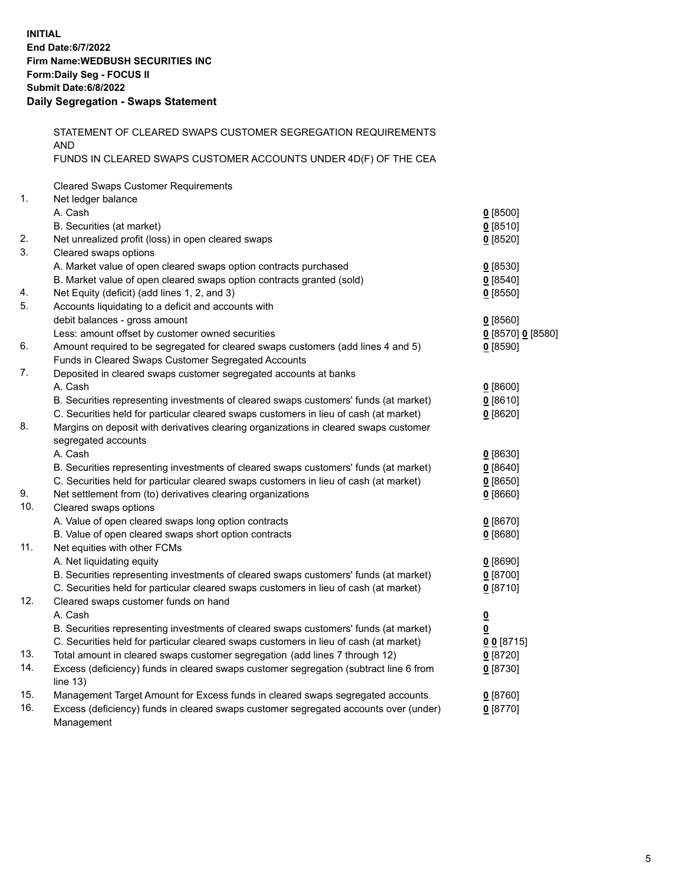**INITIAL**
**End Date:6/7/2022**
**Firm Name:WEDBUSH SECURITIES INC**
**Form:Daily Seg - FOCUS II**
**Submit Date:6/8/2022**
**Daily Segregation - Swaps Statement**

STATEMENT OF CLEARED SWAPS CUSTOMER SEGREGATION REQUIREMENTS AND FUNDS IN CLEARED SWAPS CUSTOMER ACCOUNTS UNDER 4D(F) OF THE CEA

| | | |
|---|---|---|
| | Cleared Swaps Customer Requirements | |
| 1. | Net ledger balance | |
| | A. Cash | 0 [8500] |
| | B. Securities (at market) | 0 [8510] |
| 2. | Net unrealized profit (loss) in open cleared swaps | 0 [8520] |
| 3. | Cleared swaps options | |
| | A. Market value of open cleared swaps option contracts purchased | 0 [8530] |
| | B. Market value of open cleared swaps option contracts granted (sold) | 0 [8540] |
| 4. | Net Equity (deficit) (add lines 1, 2, and 3) | 0 [8550] |
| 5. | Accounts liquidating to a deficit and accounts with | |
| | debit balances - gross amount | 0 [8560] |
| | Less: amount offset by customer owned securities | 0 [8570] 0 [8580] |
| 6. | Amount required to be segregated for cleared swaps customers (add lines 4 and 5) | 0 [8590] |
| | Funds in Cleared Swaps Customer Segregated Accounts | |
| 7. | Deposited in cleared swaps customer segregated accounts at banks | |
| | A. Cash | 0 [8600] |
| | B. Securities representing investments of cleared swaps customers' funds (at market) | 0 [8610] |
| | C. Securities held for particular cleared swaps customers in lieu of cash (at market) | 0 [8620] |
| 8. | Margins on deposit with derivatives clearing organizations in cleared swaps customer segregated accounts | |
| | A. Cash | 0 [8630] |
| | B. Securities representing investments of cleared swaps customers' funds (at market) | 0 [8640] |
| | C. Securities held for particular cleared swaps customers in lieu of cash (at market) | 0 [8650] |
| 9. | Net settlement from (to) derivatives clearing organizations | 0 [8660] |
| 10. | Cleared swaps options | |
| | A. Value of open cleared swaps long option contracts | 0 [8670] |
| | B. Value of open cleared swaps short option contracts | 0 [8680] |
| 11. | Net equities with other FCMs | |
| | A. Net liquidating equity | 0 [8690] |
| | B. Securities representing investments of cleared swaps customers' funds (at market) | 0 [8700] |
| | C. Securities held for particular cleared swaps customers in lieu of cash (at market) | 0 [8710] |
| 12. | Cleared swaps customer funds on hand | |
| | A. Cash | 0 |
| | B. Securities representing investments of cleared swaps customers' funds (at market) | 0 |
| | C. Securities held for particular cleared swaps customers in lieu of cash (at market) | 0 0 [8715] |
| 13. | Total amount in cleared swaps customer segregation (add lines 7 through 12) | 0 [8720] |
| 14. | Excess (deficiency) funds in cleared swaps customer segregation (subtract line 6 from line 13) | 0 [8730] |
| 15. | Management Target Amount for Excess funds in cleared swaps segregated accounts | 0 [8760] |
| 16. | Excess (deficiency) funds in cleared swaps customer segregated accounts over (under) Management | 0 [8770] |